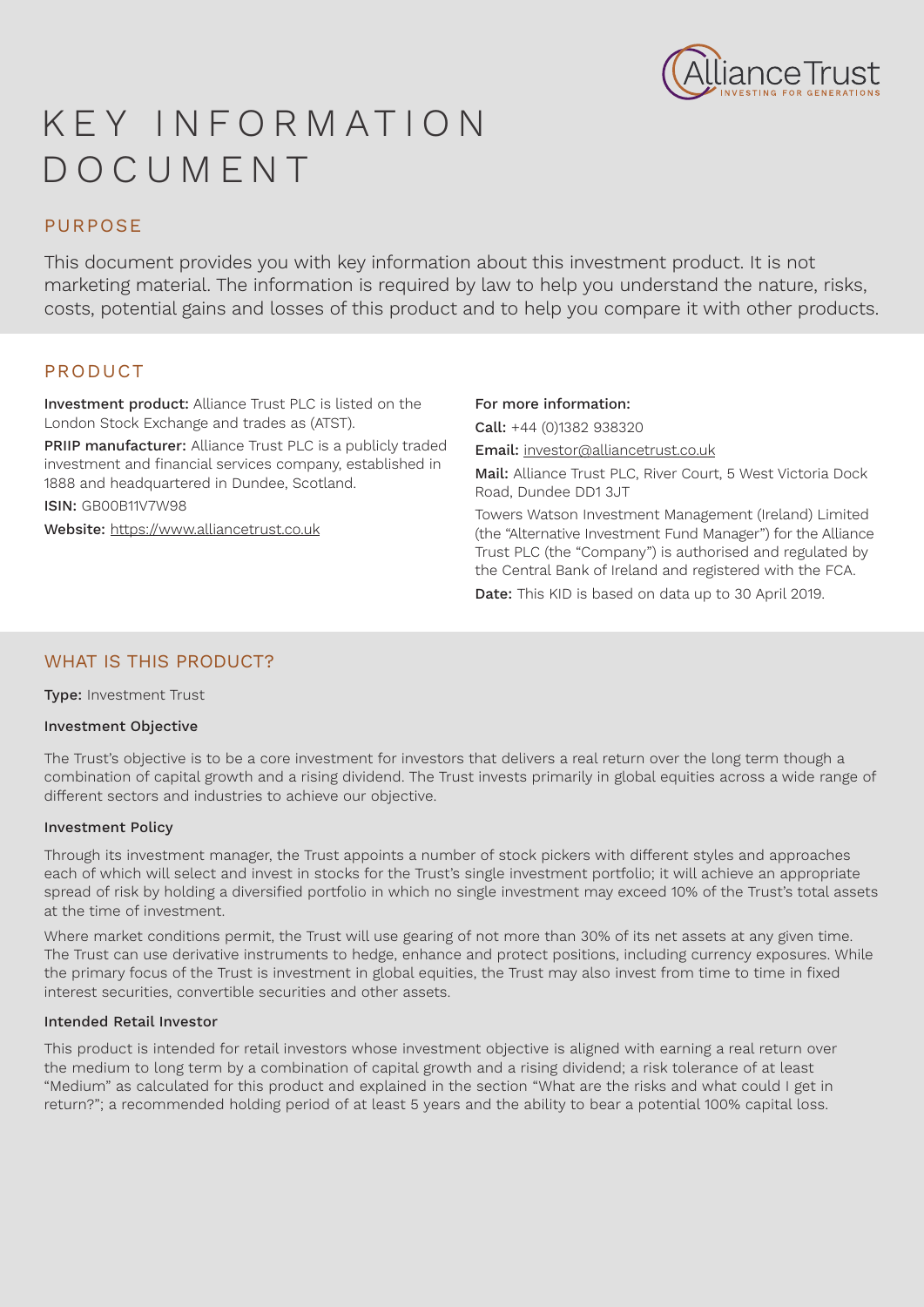# KEY INFORMATION DOCUMENT

## PURPOSE

This document provides you with key information about this investment product. It is not marketing material. The information is required by law to help you understand the nature, risks, costs, potential gains and losses of this product and to help you compare it with other products.

## PRODUCT

**Investment product:** Alliance Trust PLC is listed on the London Stock Exchange and trades as (ATST).

**PRIIP manufacturer:** Alliance Trust PLC is a publicly traded investment and financial services company, established in 1888 and headquartered in Dundee, Scotland.

**ISIN:** GB00B11V7W98

**Website:** https://www.alliancetrust.co.uk

**For more information:**

**Call:** +44 (0)1382 938320

**Email:** investor@alliancetrust.co.uk

**Mail:** Alliance Trust PLC, River Court, 5 West Victoria Dock Road, Dundee DD1 3JT

Towers Watson Investment Management (Ireland) Limited (the "Alternative Investment Fund Manager") for the Alliance Trust PLC (the "Company") is authorised and regulated by the Central Bank of Ireland and registered with the FCA.

**Date:** This KID is based on data up to 30 April 2019.

## WHAT IS THIS PRODUCT?

**Type:** Investment Trust

### Investment Objective

The Trust's objective is to be a core investment for investors that delivers a real return over the long term though a combination of capital growth and a rising dividend. The Trust invests primarily in global equities across a wide range of different sectors and industries to achieve our objective.

### Investment Policy

Through its investment manager, the Trust appoints a number of stock pickers with different styles and approaches each of which will select and invest in stocks for the Trust's single investment portfolio; it will achieve an appropriate spread of risk by holding a diversified portfolio in which no single investment may exceed 10% of the Trust's total assets at the time of investment.

Where market conditions permit, the Trust will use gearing of not more than 30% of its net assets at any given time. The Trust can use derivative instruments to hedge, enhance and protect positions, including currency exposures. While the primary focus of the Trust is investment in global equities, the Trust may also invest from time to time in fixed interest securities, convertible securities and other assets.

### Intended Retail Investor

This product is intended for retail investors whose investment objective is aligned with earning a real return over the medium to long term by a combination of capital growth and a rising dividend; a risk tolerance of at least "Medium" as calculated for this product and explained in the section "What are the risks and what could I get in return?"; a recommended holding period of at least 5 years and the ability to bear a potential 100% capital loss.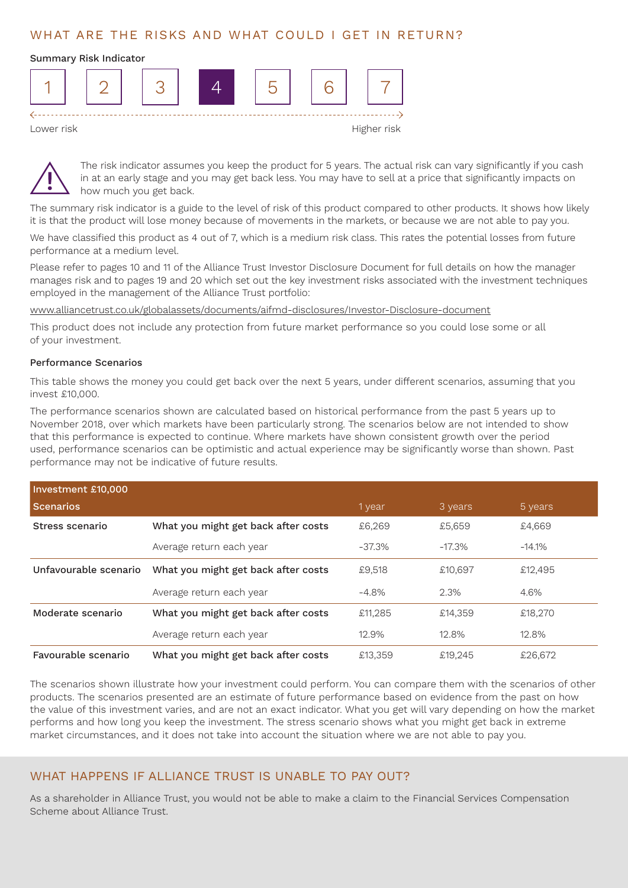## WHAT ARE THE RISKS AND WHAT COULD I GET IN RETURN?

**Summary Risk Indicator**

| 1 | 2 | 3 | **4** | 5 | 6 | 7 |
|---|---|---|---|---|---|---|

Lower risk ← → Higher risk

The risk indicator assumes you keep the product for 5 years. The actual risk can vary significantly if you cash in at an early stage and you may get back less. You may have to sell at a price that significantly impacts on how much you get back.

The summary risk indicator is a guide to the level of risk of this product compared to other products. It shows how likely it is that the product will lose money because of movements in the markets, or because we are not able to pay you.

We have classified this product as 4 out of 7, which is a medium risk class. This rates the potential losses from future performance at a medium level.

Please refer to pages 10 and 11 of the Alliance Trust Investor Disclosure Document for full details on how the manager manages risk and to pages 19 and 20 which set out the key investment risks associated with the investment techniques employed in the management of the Alliance Trust portfolio:

www.alliancetrust.co.uk/globalassets/documents/aifmd-disclosures/Investor-Disclosure-document

This product does not include any protection from future market performance so you could lose some or all of your investment.

**Performance Scenarios**

This table shows the money you could get back over the next 5 years, under different scenarios, assuming that you invest £10,000.

The performance scenarios shown are calculated based on historical performance from the past 5 years up to November 2018, over which markets have been particularly strong. The scenarios below are not intended to show that this performance is expected to continue. Where markets have shown consistent growth over the period used, performance scenarios can be optimistic and actual experience may be significantly worse than shown. Past performance may not be indicative of future results.

| Investment £10,000 Scenarios | | 1 year | 3 years | 5 years |
|---|---|---|---|---|
| **Stress scenario** | **What you might get back after costs** | £6,269 | £5,659 | £4,669 |
| | Average return each year | -37.3% | -17.3% | -14.1% |
| **Unfavourable scenario** | **What you might get back after costs** | £9,518 | £10,697 | £12,495 |
| | Average return each year | -4.8% | 2.3% | 4.6% |
| **Moderate scenario** | **What you might get back after costs** | £11,285 | £14,359 | £18,270 |
| | Average return each year | 12.9% | 12.8% | 12.8% |
| **Favourable scenario** | **What you might get back after costs** | £13,359 | £19,245 | £26,672 |

The scenarios shown illustrate how your investment could perform. You can compare them with the scenarios of other products. The scenarios presented are an estimate of future performance based on evidence from the past on how the value of this investment varies, and are not an exact indicator. What you get will vary depending on how the market performs and how long you keep the investment. The stress scenario shows what you might get back in extreme market circumstances, and it does not take into account the situation where we are not able to pay you.

## WHAT HAPPENS IF ALLIANCE TRUST IS UNABLE TO PAY OUT?

As a shareholder in Alliance Trust, you would not be able to make a claim to the Financial Services Compensation Scheme about Alliance Trust.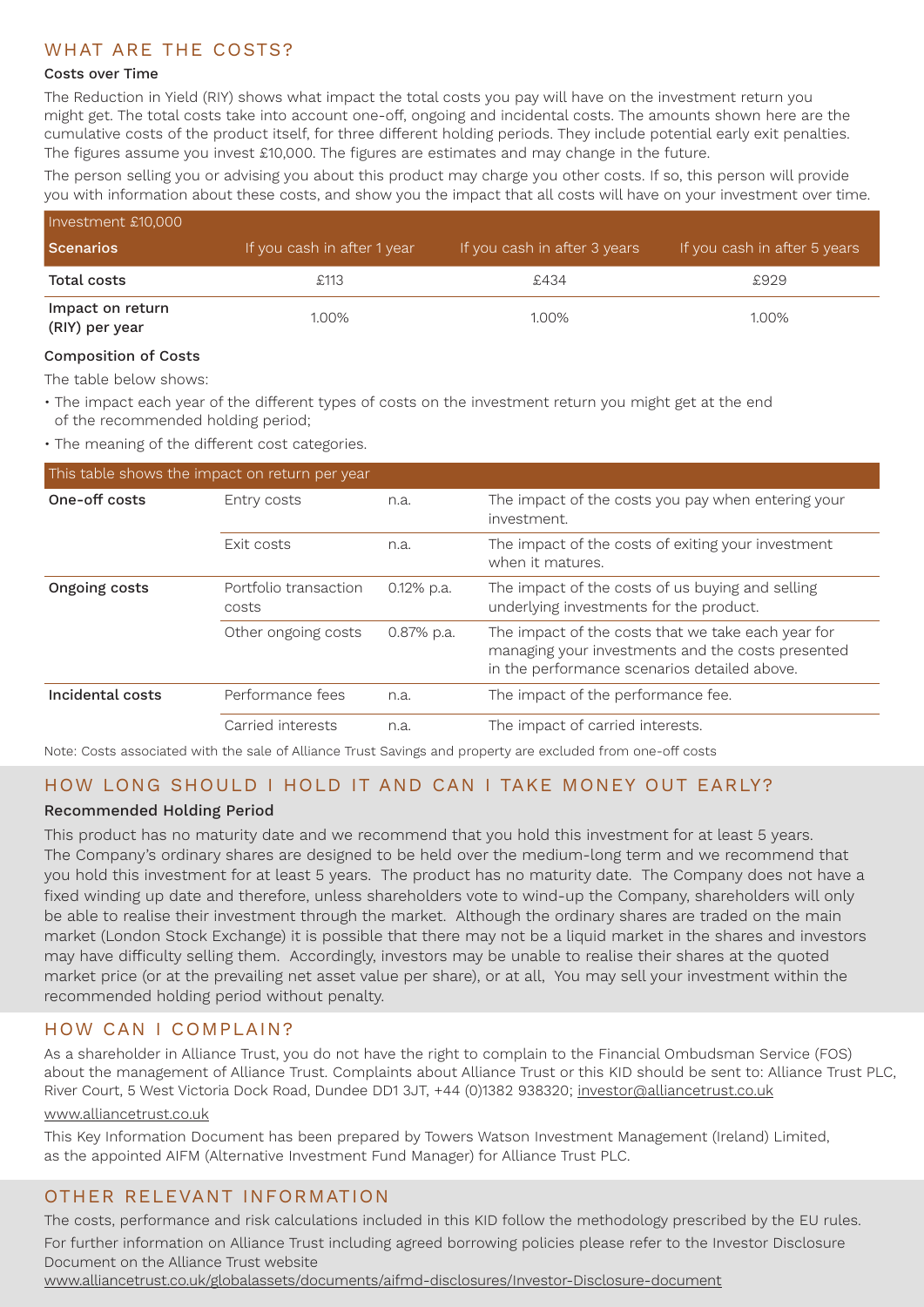## WHAT ARE THE COSTS?

### Costs over Time

The Reduction in Yield (RIY) shows what impact the total costs you pay will have on the investment return you might get. The total costs take into account one-off, ongoing and incidental costs. The amounts shown here are the cumulative costs of the product itself, for three different holding periods. They include potential early exit penalties. The figures assume you invest £10,000. The figures are estimates and may change in the future.

The person selling you or advising you about this product may charge you other costs. If so, this person will provide you with information about these costs, and show you the impact that all costs will have on your investment over time.

| Investment £10,000 | | | |
|---|---|---|---|
| **Scenarios** | If you cash in after 1 year | If you cash in after 3 years | If you cash in after 5 years |
| **Total costs** | £113 | £434 | £929 |
| **Impact on return (RIY) per year** | 1.00% | 1.00% | 1.00% |

### Composition of Costs

The table below shows:

- The impact each year of the different types of costs on the investment return you might get at the end of the recommended holding period;
- The meaning of the different cost categories.

| This table shows the impact on return per year | | | |
|---|---|---|---|
| **One-off costs** | Entry costs | n.a. | The impact of the costs you pay when entering your investment. |
| | Exit costs | n.a. | The impact of the costs of exiting your investment when it matures. |
| **Ongoing costs** | Portfolio transaction costs | 0.12% p.a. | The impact of the costs of us buying and selling underlying investments for the product. |
| | Other ongoing costs | 0.87% p.a. | The impact of the costs that we take each year for managing your investments and the costs presented in the performance scenarios detailed above. |
| **Incidental costs** | Performance fees | n.a. | The impact of the performance fee. |
| | Carried interests | n.a. | The impact of carried interests. |

Note: Costs associated with the sale of Alliance Trust Savings and property are excluded from one-off costs

## HOW LONG SHOULD I HOLD IT AND CAN I TAKE MONEY OUT EARLY?

### Recommended Holding Period

This product has no maturity date and we recommend that you hold this investment for at least 5 years. The Company's ordinary shares are designed to be held over the medium-long term and we recommend that you hold this investment for at least 5 years. The product has no maturity date. The Company does not have a fixed winding up date and therefore, unless shareholders vote to wind-up the Company, shareholders will only be able to realise their investment through the market. Although the ordinary shares are traded on the main market (London Stock Exchange) it is possible that there may not be a liquid market in the shares and investors may have difficulty selling them. Accordingly, investors may be unable to realise their shares at the quoted market price (or at the prevailing net asset value per share), or at all, You may sell your investment within the recommended holding period without penalty.

## HOW CAN I COMPLAIN?

As a shareholder in Alliance Trust, you do not have the right to complain to the Financial Ombudsman Service (FOS) about the management of Alliance Trust. Complaints about Alliance Trust or this KID should be sent to: Alliance Trust PLC, River Court, 5 West Victoria Dock Road, Dundee DD1 3JT, +44 (0)1382 938320; investor@alliancetrust.co.uk

www.alliancetrust.co.uk

This Key Information Document has been prepared by Towers Watson Investment Management (Ireland) Limited, as the appointed AIFM (Alternative Investment Fund Manager) for Alliance Trust PLC.

## OTHER RELEVANT INFORMATION

The costs, performance and risk calculations included in this KID follow the methodology prescribed by the EU rules.

For further information on Alliance Trust including agreed borrowing policies please refer to the Investor Disclosure Document on the Alliance Trust website
www.alliancetrust.co.uk/globalassets/documents/aifmd-disclosures/Investor-Disclosure-document